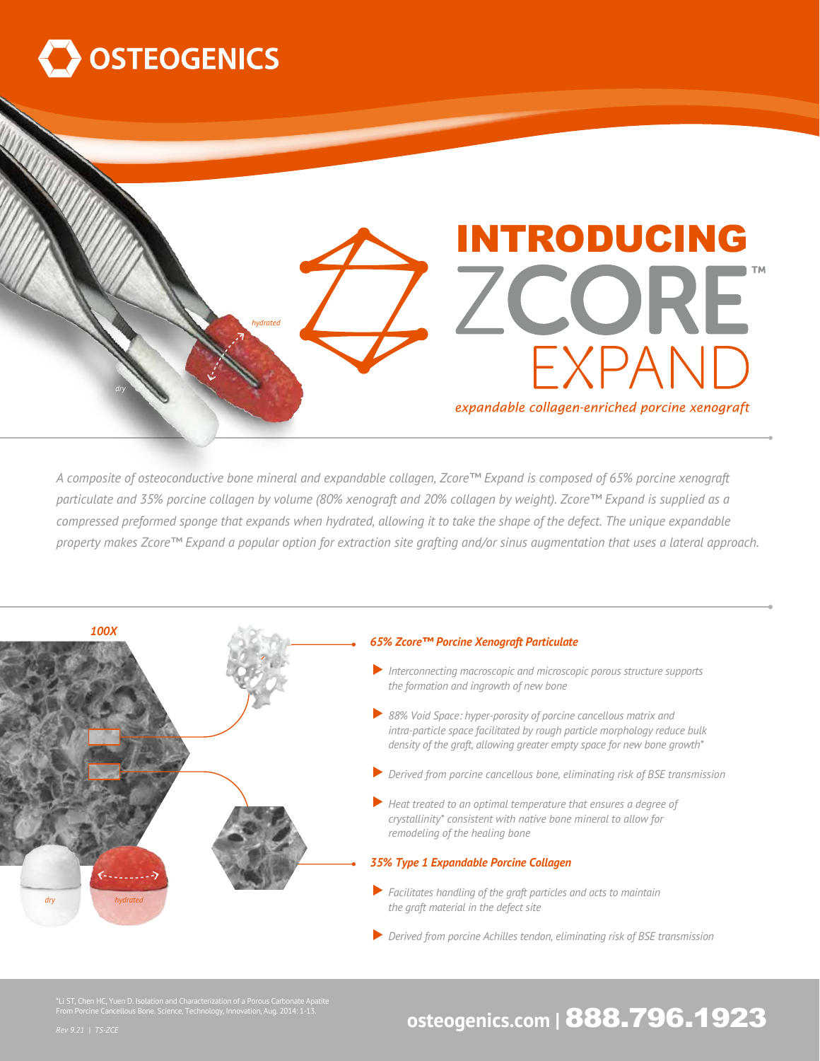# OSTEOGENICS

## INTRODUCING ZCORE™ EXPAND

*expandable collagen-enriched porcine xenograft*

*A composite of osteoconductive bone mineral and expandable collagen, Zcore™ Expand is composed of 65% porcine xenograft particulate and 35% porcine collagen by volume (80% xenograft and 20% collagen by weight). Zcore™ Expand is supplied as a compressed preformed sponge that expands when hydrated, allowing it to take the shape of the defect. The unique expandable property makes Zcore™ Expand a popular option for extraction site grafting and/or sinus augmentation that uses a lateral approach.*

### 65% Zcore™ Porcine Xenograft Particulate

- *Interconnecting macroscopic and microscopic porous structure supports the formation and ingrowth of new bone*
- *88% Void Space: hyper-porosity of porcine cancellous matrix and intra-particle space facilitated by rough particle morphology reduce bulk density of the graft, allowing greater empty space for new bone growth\**
- *Derived from porcine cancellous bone, eliminating risk of BSE transmission*
- *Heat treated to an optimal temperature that ensures a degree of crystallinity\* consistent with native bone mineral to allow for remodeling of the healing bone*

### 35% Type 1 Expandable Porcine Collagen

- *Facilitates handling of the graft particles and acts to maintain the graft material in the defect site*
- *Derived from porcine Achilles tendon, eliminating risk of BSE transmission*

\*Li ST, Chen HC, Yuen D. Isolation and Characterization of a Porous Carbonate Apatite From Porcine Cancellous Bone. Science, Technology, Innovation, Aug. 2014: 1-13.

*Rev 9.21 | TS-ZCE*

**osteogenics.com | 888.796.1923**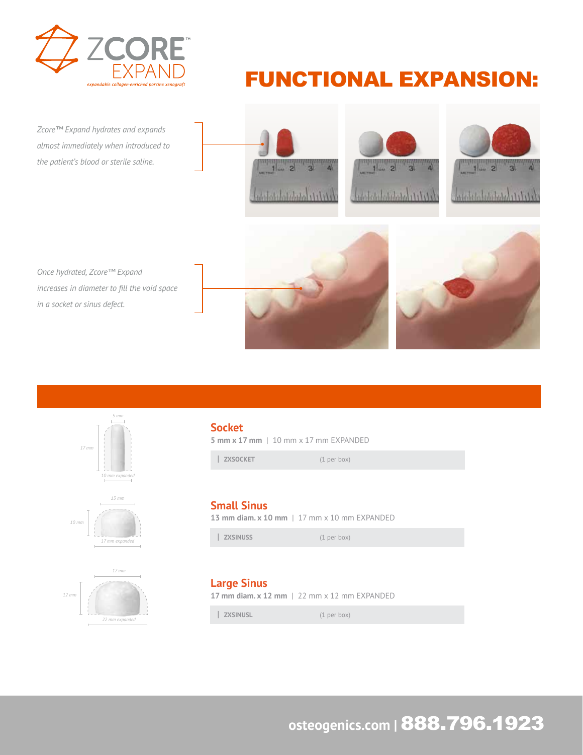# ZCORE™ EXPAND

*expandable collagen-enriched porcine xenograft*

# FUNCTIONAL EXPANSION:

*Zcore™ Expand hydrates and expands almost immediately when introduced to the patient's blood or sterile saline.*

*Once hydrated, Zcore™ Expand increases in diameter to fill the void space in a socket or sinus defect.*

5 mm
17 mm
10 mm expanded

13 mm
10 mm
17 mm expanded

17 mm
12 mm
22 mm expanded

## Socket

**5 mm x 17 mm** | 10 mm x 17 mm EXPANDED

| | |
|---|---|
| **ZXSOCKET** | (1 per box) |

## Small Sinus

**13 mm diam. x 10 mm** | 17 mm x 10 mm EXPANDED

| | |
|---|---|
| **ZXSINUSS** | (1 per box) |

## Large Sinus

**17 mm diam. x 12 mm** | 22 mm x 12 mm EXPANDED

| | |
|---|---|
| **ZXSINUSL** | (1 per box) |

**osteogenics.com | 888.796.1923**